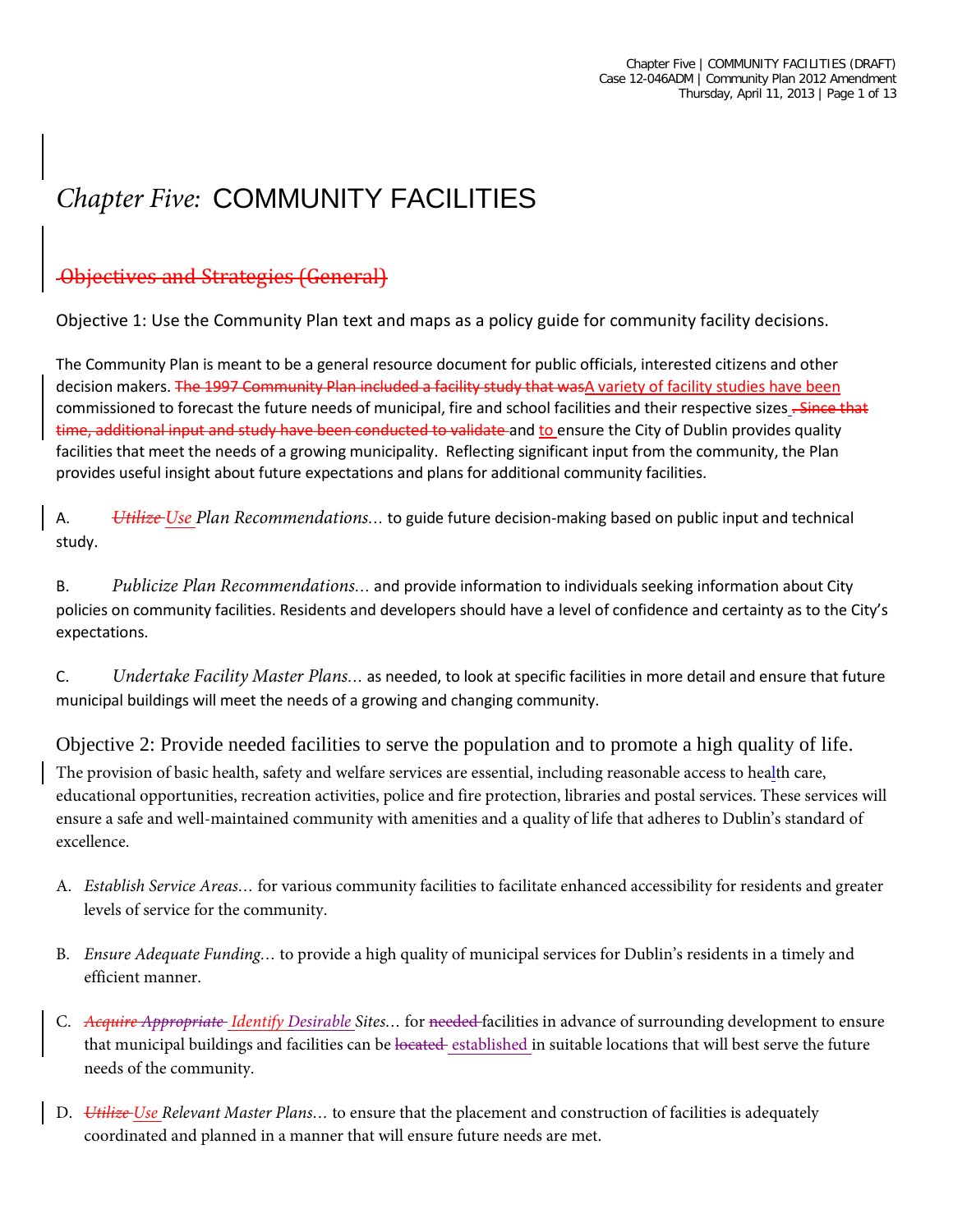# *Chapter Five:* COMMUNITY FACILITIES

## ~~Objectives and Strategies (General)~~

Objective 1: Use the Community Plan text and maps as a policy guide for community facility decisions.

The Community Plan is meant to be a general resource document for public officials, interested citizens and other decision makers. ~~The 1997 Community Plan included a facility study that was~~A variety of facility studies have been commissioned to forecast the future needs of municipal, fire and school facilities and their respective sizes ~~. Since that time, additional input and study have been conducted to validate~~ and to ensure the City of Dublin provides quality facilities that meet the needs of a growing municipality. Reflecting significant input from the community, the Plan provides useful insight about future expectations and plans for additional community facilities.

A. ~~*Utilize*~~ *Use Plan Recommendations…* to guide future decision-making based on public input and technical study.

B. *Publicize Plan Recommendations…* and provide information to individuals seeking information about City policies on community facilities. Residents and developers should have a level of confidence and certainty as to the City's expectations.

C. *Undertake Facility Master Plans…* as needed, to look at specific facilities in more detail and ensure that future municipal buildings will meet the needs of a growing and changing community.

Objective 2: Provide needed facilities to serve the population and to promote a high quality of life.

The provision of basic health, safety and welfare services are essential, including reasonable access to health care, educational opportunities, recreation activities, police and fire protection, libraries and postal services. These services will ensure a safe and well-maintained community with amenities and a quality of life that adheres to Dublin's standard of excellence.

A. *Establish Service Areas…* for various community facilities to facilitate enhanced accessibility for residents and greater levels of service for the community.

B. *Ensure Adequate Funding…* to provide a high quality of municipal services for Dublin's residents in a timely and efficient manner.

C. ~~*Acquire Appropriate*~~ *Identify Desirable Sites…* for ~~needed~~ facilities in advance of surrounding development to ensure that municipal buildings and facilities can be ~~located~~ established in suitable locations that will best serve the future needs of the community.

D. ~~*Utilize*~~ *Use Relevant Master Plans…* to ensure that the placement and construction of facilities is adequately coordinated and planned in a manner that will ensure future needs are met.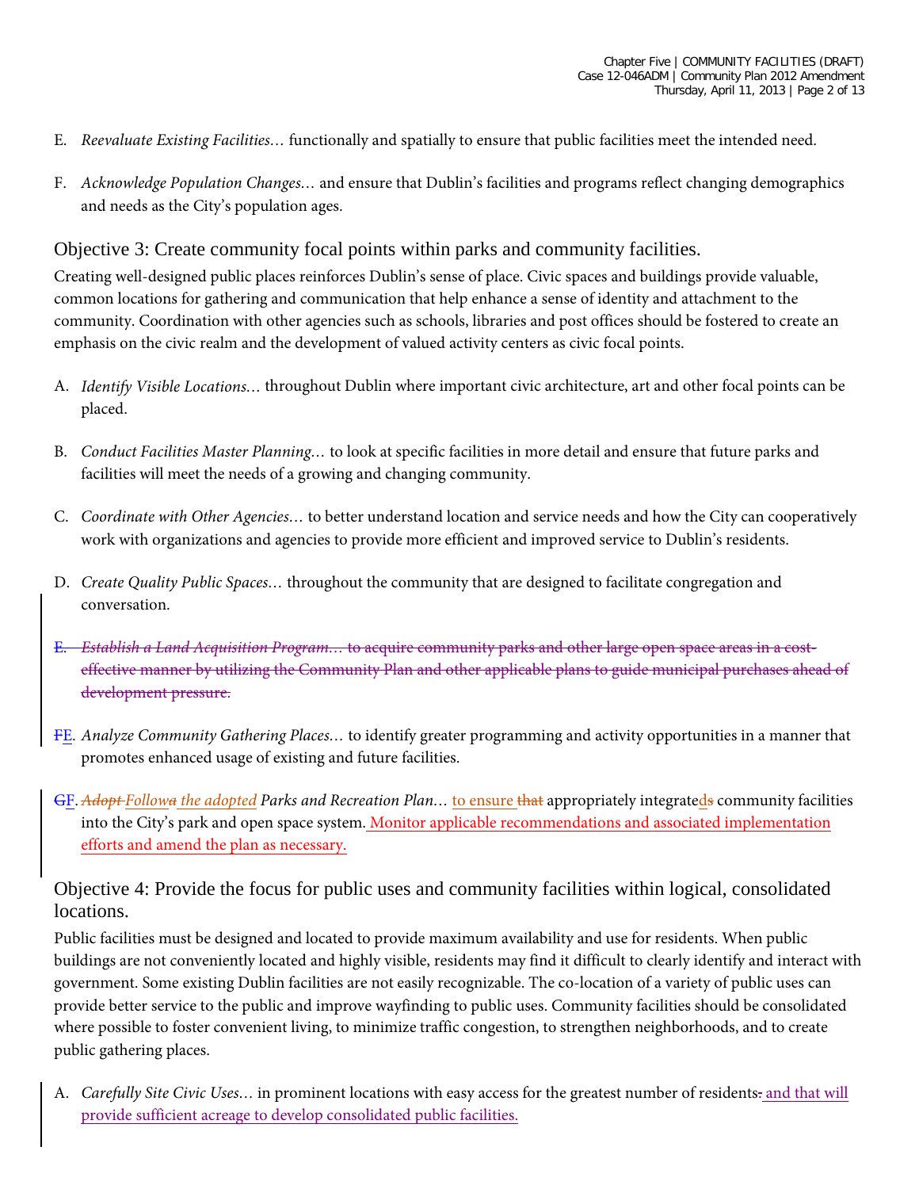E. *Reevaluate Existing Facilities…* functionally and spatially to ensure that public facilities meet the intended need.

F. *Acknowledge Population Changes…* and ensure that Dublin's facilities and programs reflect changing demographics and needs as the City's population ages.

## Objective 3: Create community focal points within parks and community facilities.

Creating well-designed public places reinforces Dublin's sense of place. Civic spaces and buildings provide valuable, common locations for gathering and communication that help enhance a sense of identity and attachment to the community. Coordination with other agencies such as schools, libraries and post offices should be fostered to create an emphasis on the civic realm and the development of valued activity centers as civic focal points.

A. *Identify Visible Locations…* throughout Dublin where important civic architecture, art and other focal points can be placed.

B. *Conduct Facilities Master Planning…* to look at specific facilities in more detail and ensure that future parks and facilities will meet the needs of a growing and changing community.

C. *Coordinate with Other Agencies…* to better understand location and service needs and how the City can cooperatively work with organizations and agencies to provide more efficient and improved service to Dublin's residents.

D. *Create Quality Public Spaces…* throughout the community that are designed to facilitate congregation and conversation.

~~E. *Establish a Land Acquisition Program…* to acquire community parks and other large open space areas in a cost-effective manner by utilizing the Community Plan and other applicable plans to guide municipal purchases ahead of development pressure.~~

~~F~~E. *Analyze Community Gathering Places…* to identify greater programming and activity opportunities in a manner that promotes enhanced usage of existing and future facilities.

~~G~~F. ~~*Adopt*~~ *Follow~~a~~ the adopted Parks and Recreation Plan…* to ensure ~~that~~ appropriately integrate~~s~~d community facilities into the City's park and open space system. Monitor applicable recommendations and associated implementation efforts and amend the plan as necessary.

## Objective 4: Provide the focus for public uses and community facilities within logical, consolidated locations.

Public facilities must be designed and located to provide maximum availability and use for residents. When public buildings are not conveniently located and highly visible, residents may find it difficult to clearly identify and interact with government. Some existing Dublin facilities are not easily recognizable. The co-location of a variety of public uses can provide better service to the public and improve wayfinding to public uses. Community facilities should be consolidated where possible to foster convenient living, to minimize traffic congestion, to strengthen neighborhoods, and to create public gathering places.

A. *Carefully Site Civic Uses…* in prominent locations with easy access for the greatest number of residents~~.~~ and that will provide sufficient acreage to develop consolidated public facilities.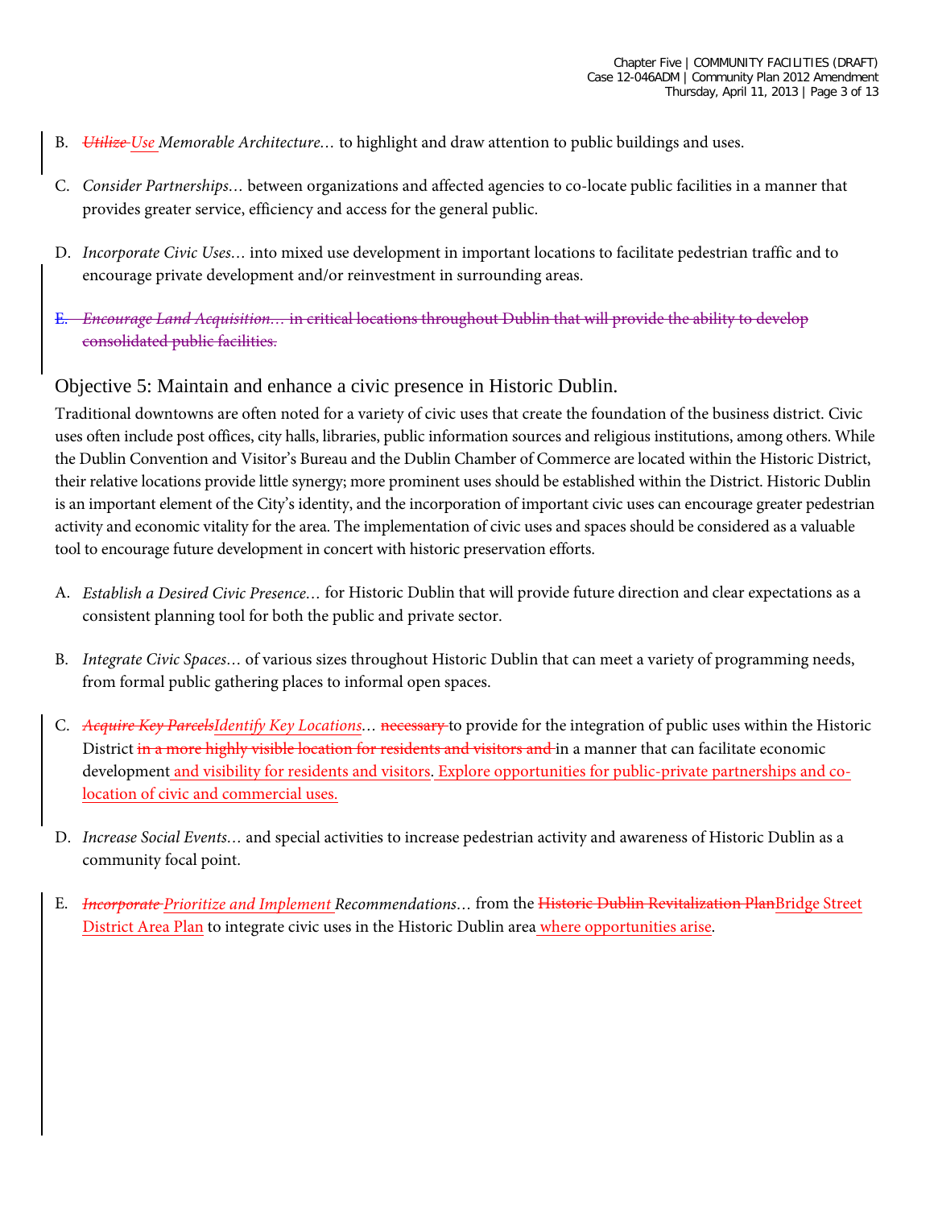B. ~~*Utilize*~~ *Use Memorable Architecture…* to highlight and draw attention to public buildings and uses.

C. *Consider Partnerships…* between organizations and affected agencies to co-locate public facilities in a manner that provides greater service, efficiency and access for the general public.

D. *Incorporate Civic Uses…* into mixed use development in important locations to facilitate pedestrian traffic and to encourage private development and/or reinvestment in surrounding areas.

~~E. *Encourage Land Acquisition…* in critical locations throughout Dublin that will provide the ability to develop consolidated public facilities.~~

## Objective 5: Maintain and enhance a civic presence in Historic Dublin.

Traditional downtowns are often noted for a variety of civic uses that create the foundation of the business district. Civic uses often include post offices, city halls, libraries, public information sources and religious institutions, among others. While the Dublin Convention and Visitor's Bureau and the Dublin Chamber of Commerce are located within the Historic District, their relative locations provide little synergy; more prominent uses should be established within the District. Historic Dublin is an important element of the City's identity, and the incorporation of important civic uses can encourage greater pedestrian activity and economic vitality for the area. The implementation of civic uses and spaces should be considered as a valuable tool to encourage future development in concert with historic preservation efforts.

A. *Establish a Desired Civic Presence…* for Historic Dublin that will provide future direction and clear expectations as a consistent planning tool for both the public and private sector.

B. *Integrate Civic Spaces…* of various sizes throughout Historic Dublin that can meet a variety of programming needs, from formal public gathering places to informal open spaces.

C. ~~*Acquire Key Parcels*~~*Identify Key Locations…* ~~necessary~~ to provide for the integration of public uses within the Historic District ~~in a more highly visible location for residents and visitors and~~ in a manner that can facilitate economic development and visibility for residents and visitors. Explore opportunities for public-private partnerships and co-location of civic and commercial uses.

D. *Increase Social Events…* and special activities to increase pedestrian activity and awareness of Historic Dublin as a community focal point.

E. ~~*Incorporate*~~ *Prioritize and Implement Recommendations…* from the ~~Historic Dublin Revitalization Plan~~Bridge Street District Area Plan to integrate civic uses in the Historic Dublin area where opportunities arise.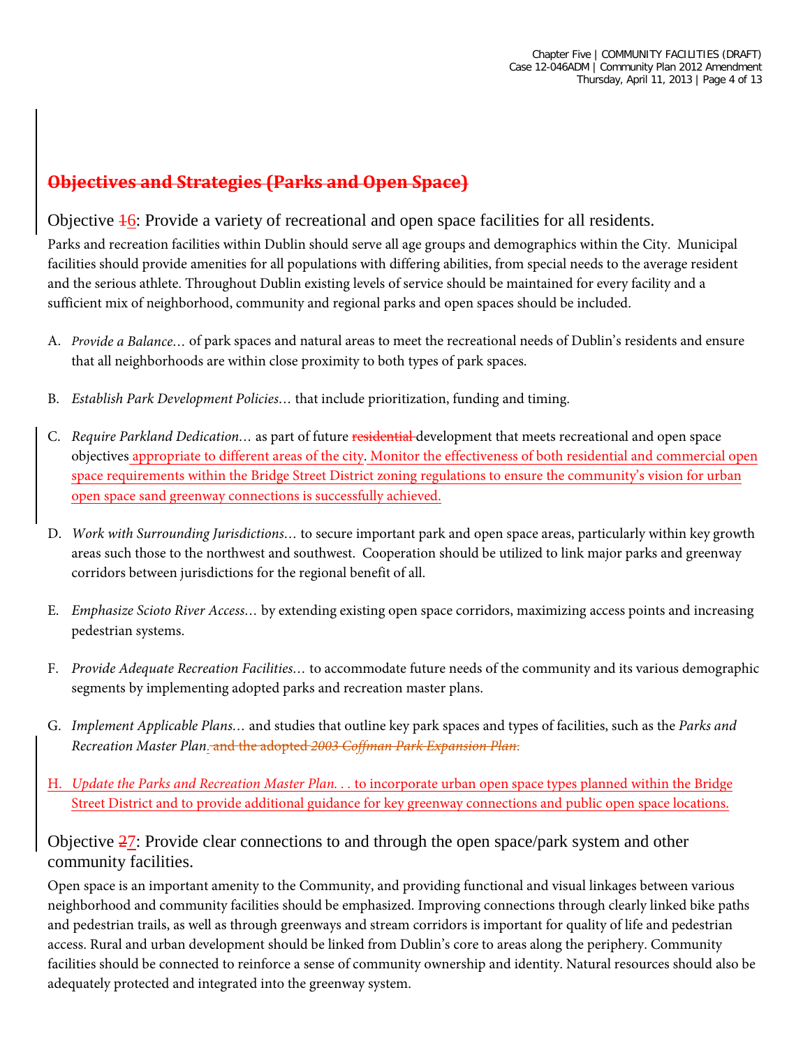## ~~Objectives and Strategies (Parks and Open Space)~~

### Objective ~~1~~6: Provide a variety of recreational and open space facilities for all residents.

Parks and recreation facilities within Dublin should serve all age groups and demographics within the City. Municipal facilities should provide amenities for all populations with differing abilities, from special needs to the average resident and the serious athlete. Throughout Dublin existing levels of service should be maintained for every facility and a sufficient mix of neighborhood, community and regional parks and open spaces should be included.

A. *Provide a Balance…* of park spaces and natural areas to meet the recreational needs of Dublin's residents and ensure that all neighborhoods are within close proximity to both types of park spaces.

B. *Establish Park Development Policies…* that include prioritization, funding and timing.

C. *Require Parkland Dedication…* as part of future ~~residential~~ development that meets recreational and open space objectives appropriate to different areas of the city. Monitor the effectiveness of both residential and commercial open space requirements within the Bridge Street District zoning regulations to ensure the community's vision for urban open space sand greenway connections is successfully achieved.

D. *Work with Surrounding Jurisdictions…* to secure important park and open space areas, particularly within key growth areas such those to the northwest and southwest. Cooperation should be utilized to link major parks and greenway corridors between jurisdictions for the regional benefit of all.

E. *Emphasize Scioto River Access…* by extending existing open space corridors, maximizing access points and increasing pedestrian systems.

F. *Provide Adequate Recreation Facilities…* to accommodate future needs of the community and its various demographic segments by implementing adopted parks and recreation master plans.

G. *Implement Applicable Plans…* and studies that outline key park spaces and types of facilities, such as the *Parks and Recreation Master Plan*. ~~and the adopted *2003 Coffman Park Expansion Plan*.~~

H. *Update the Parks and Recreation Master Plan. . .* to incorporate urban open space types planned within the Bridge Street District and to provide additional guidance for key greenway connections and public open space locations.

### Objective ~~2~~7: Provide clear connections to and through the open space/park system and other community facilities.

Open space is an important amenity to the Community, and providing functional and visual linkages between various neighborhood and community facilities should be emphasized. Improving connections through clearly linked bike paths and pedestrian trails, as well as through greenways and stream corridors is important for quality of life and pedestrian access. Rural and urban development should be linked from Dublin's core to areas along the periphery. Community facilities should be connected to reinforce a sense of community ownership and identity. Natural resources should also be adequately protected and integrated into the greenway system.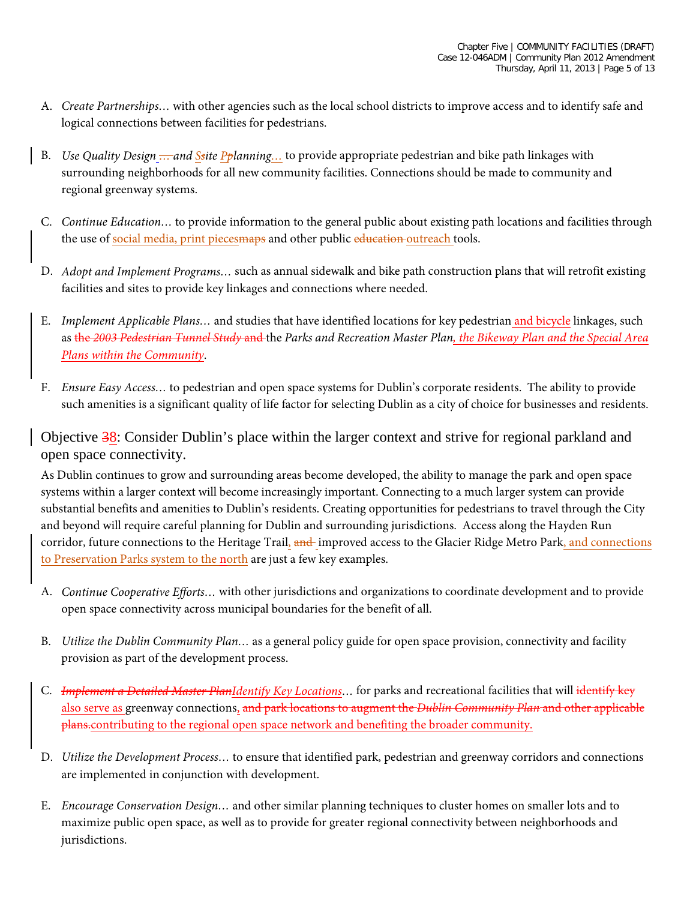A. *Create Partnerships…* with other agencies such as the local school districts to improve access and to identify safe and logical connections between facilities for pedestrians.

B. *Use Quality Design ~~…~~ and S~~s~~ite P~~p~~lanning…* to provide appropriate pedestrian and bike path linkages with surrounding neighborhoods for all new community facilities. Connections should be made to community and regional greenway systems.

C. *Continue Education…* to provide information to the general public about existing path locations and facilities through the use of social media, print pieces~~maps~~ and other public ~~education~~ outreach tools.

D. *Adopt and Implement Programs…* such as annual sidewalk and bike path construction plans that will retrofit existing facilities and sites to provide key linkages and connections where needed.

E. *Implement Applicable Plans…* and studies that have identified locations for key pedestrian and bicycle linkages, such as ~~the *2003 Pedestrian Tunnel Study* and~~ the *Parks and Recreation Master Plan, the Bikeway Plan and the Special Area Plans within the Community*.

F. *Ensure Easy Access…* to pedestrian and open space systems for Dublin's corporate residents. The ability to provide such amenities is a significant quality of life factor for selecting Dublin as a city of choice for businesses and residents.

## Objective ~~3~~8: Consider Dublin's place within the larger context and strive for regional parkland and open space connectivity.

As Dublin continues to grow and surrounding areas become developed, the ability to manage the park and open space systems within a larger context will become increasingly important. Connecting to a much larger system can provide substantial benefits and amenities to Dublin's residents. Creating opportunities for pedestrians to travel through the City and beyond will require careful planning for Dublin and surrounding jurisdictions. Access along the Hayden Run corridor, future connections to the Heritage Trail, ~~and~~ improved access to the Glacier Ridge Metro Park, and connections to Preservation Parks system to the north are just a few key examples.

A. *Continue Cooperative Efforts…* with other jurisdictions and organizations to coordinate development and to provide open space connectivity across municipal boundaries for the benefit of all.

B. *Utilize the Dublin Community Plan…* as a general policy guide for open space provision, connectivity and facility provision as part of the development process.

C. ~~*Implement a Detailed Master Plan*~~*Identify Key Locations…* for parks and recreational facilities that will ~~identify key~~ also serve as greenway connections, ~~and park locations to augment the *Dublin Community Plan* and other applicable plans.~~contributing to the regional open space network and benefiting the broader community.

D. *Utilize the Development Process…* to ensure that identified park, pedestrian and greenway corridors and connections are implemented in conjunction with development.

E. *Encourage Conservation Design…* and other similar planning techniques to cluster homes on smaller lots and to maximize public open space, as well as to provide for greater regional connectivity between neighborhoods and jurisdictions.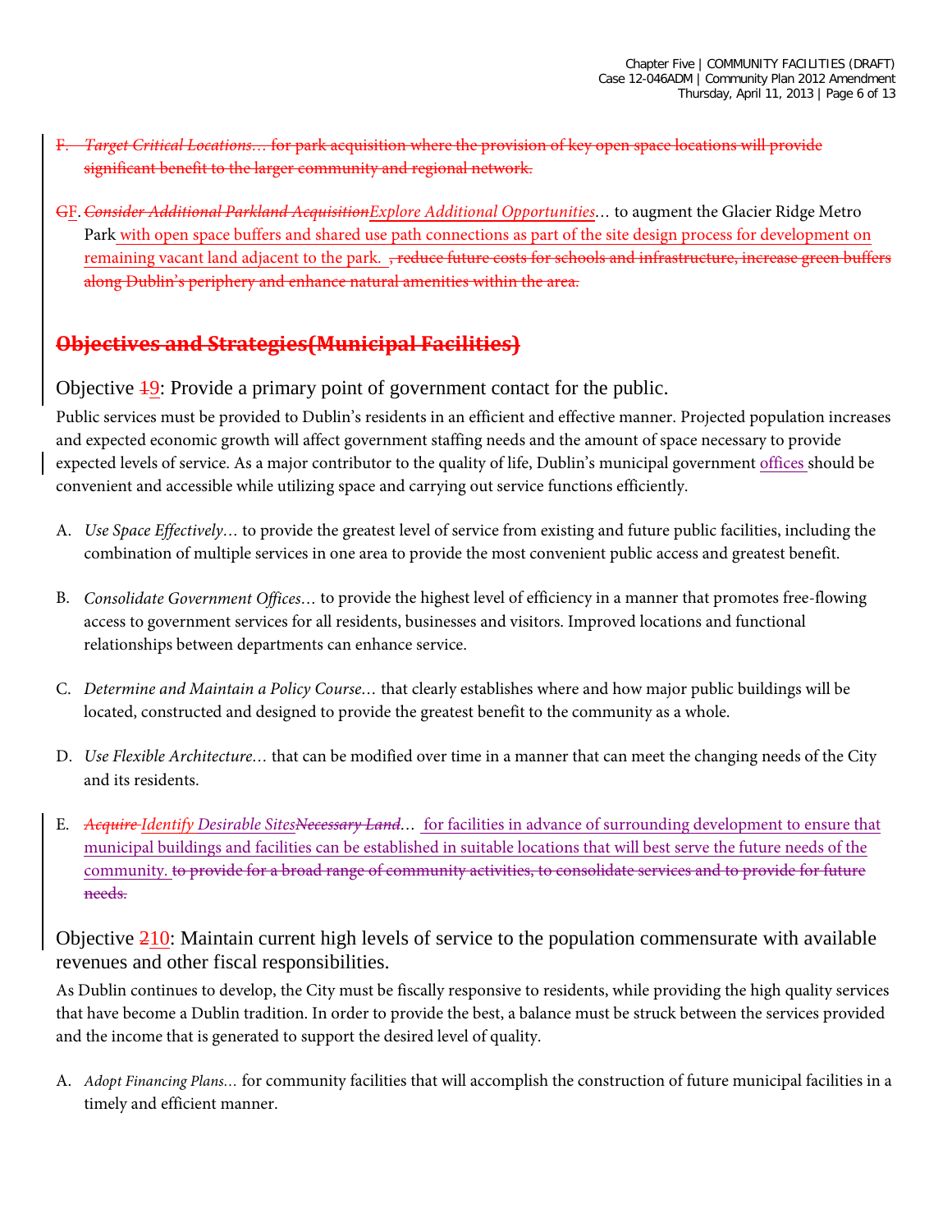F. *Target Critical Locations*… for park acquisition where the provision of key open space locations will provide significant benefit to the larger community and regional network.

GF. *Consider Additional Parkland AcquisitionExplore Additional Opportunities*… to augment the Glacier Ridge Metro Park with open space buffers and shared use path connections as part of the site design process for development on remaining vacant land adjacent to the park. , reduce future costs for schools and infrastructure, increase green buffers along Dublin's periphery and enhance natural amenities within the area.

## Objectives and Strategies(Municipal Facilities)

### Objective 19: Provide a primary point of government contact for the public.

Public services must be provided to Dublin's residents in an efficient and effective manner. Projected population increases and expected economic growth will affect government staffing needs and the amount of space necessary to provide expected levels of service. As a major contributor to the quality of life, Dublin's municipal government offices should be convenient and accessible while utilizing space and carrying out service functions efficiently.

A. *Use Space Effectively*… to provide the greatest level of service from existing and future public facilities, including the combination of multiple services in one area to provide the most convenient public access and greatest benefit.

B. *Consolidate Government Offices*… to provide the highest level of efficiency in a manner that promotes free-flowing access to government services for all residents, businesses and visitors. Improved locations and functional relationships between departments can enhance service.

C. *Determine and Maintain a Policy Course*… that clearly establishes where and how major public buildings will be located, constructed and designed to provide the greatest benefit to the community as a whole.

D. *Use Flexible Architecture*… that can be modified over time in a manner that can meet the changing needs of the City and its residents.

E. *Acquire Identify Desirable SitesNecessary Land*… for facilities in advance of surrounding development to ensure that municipal buildings and facilities can be established in suitable locations that will best serve the future needs of the community. to provide for a broad range of community activities, to consolidate services and to provide for future needs.

### Objective 210: Maintain current high levels of service to the population commensurate with available revenues and other fiscal responsibilities.

As Dublin continues to develop, the City must be fiscally responsive to residents, while providing the high quality services that have become a Dublin tradition. In order to provide the best, a balance must be struck between the services provided and the income that is generated to support the desired level of quality.

A. *Adopt Financing Plans*… for community facilities that will accomplish the construction of future municipal facilities in a timely and efficient manner.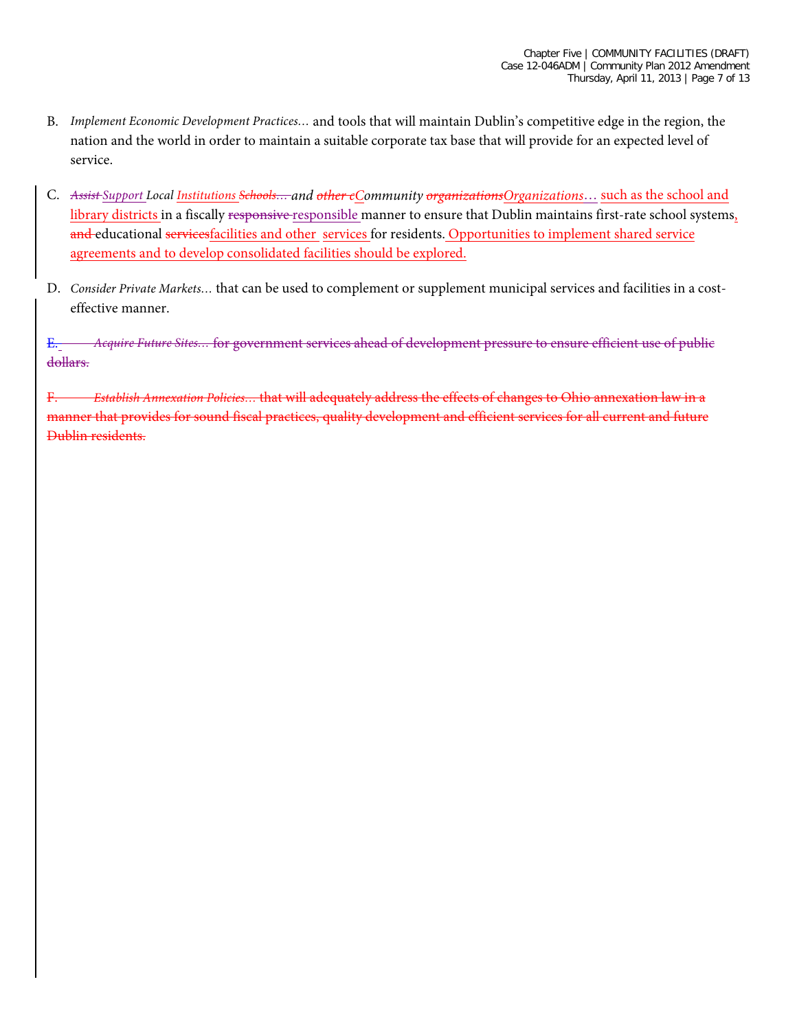B. *Implement Economic Development Practices…* and tools that will maintain Dublin's competitive edge in the region, the nation and the world in order to maintain a suitable corporate tax base that will provide for an expected level of service.

C. ~~*Assist*~~ *Support Local Institutions* ~~*Schools…*~~ *and* ~~*other c*~~*Community* ~~*organizations*~~*Organizations…* such as the school and library districts in a fiscally ~~responsive~~ responsible manner to ensure that Dublin maintains first-rate school systems, ~~and~~ educational ~~services~~facilities and other services for residents. Opportunities to implement shared service agreements and to develop consolidated facilities should be explored.

D. *Consider Private Markets…* that can be used to complement or supplement municipal services and facilities in a cost-effective manner.

~~E. *Acquire Future Sites…* for government services ahead of development pressure to ensure efficient use of public dollars.~~

~~F. *Establish Annexation Policies…* that will adequately address the effects of changes to Ohio annexation law in a manner that provides for sound fiscal practices, quality development and efficient services for all current and future Dublin residents.~~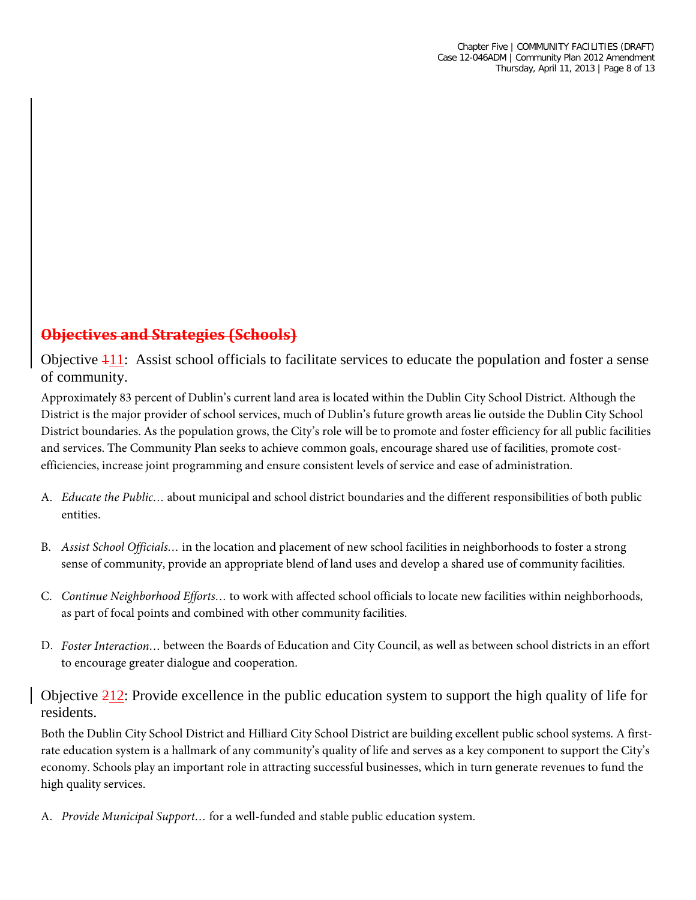## ~~Objectives and Strategies (Schools)~~

### Objective ~~1~~11: Assist school officials to facilitate services to educate the population and foster a sense of community.

Approximately 83 percent of Dublin's current land area is located within the Dublin City School District. Although the District is the major provider of school services, much of Dublin's future growth areas lie outside the Dublin City School District boundaries. As the population grows, the City's role will be to promote and foster efficiency for all public facilities and services. The Community Plan seeks to achieve common goals, encourage shared use of facilities, promote cost-efficiencies, increase joint programming and ensure consistent levels of service and ease of administration.

A. *Educate the Public…* about municipal and school district boundaries and the different responsibilities of both public entities.

B. *Assist School Officials…* in the location and placement of new school facilities in neighborhoods to foster a strong sense of community, provide an appropriate blend of land uses and develop a shared use of community facilities.

C. *Continue Neighborhood Efforts…* to work with affected school officials to locate new facilities within neighborhoods, as part of focal points and combined with other community facilities.

D. *Foster Interaction…* between the Boards of Education and City Council, as well as between school districts in an effort to encourage greater dialogue and cooperation.

### Objective ~~2~~12: Provide excellence in the public education system to support the high quality of life for residents.

Both the Dublin City School District and Hilliard City School District are building excellent public school systems. A first-rate education system is a hallmark of any community's quality of life and serves as a key component to support the City's economy. Schools play an important role in attracting successful businesses, which in turn generate revenues to fund the high quality services.

A. *Provide Municipal Support…* for a well-funded and stable public education system.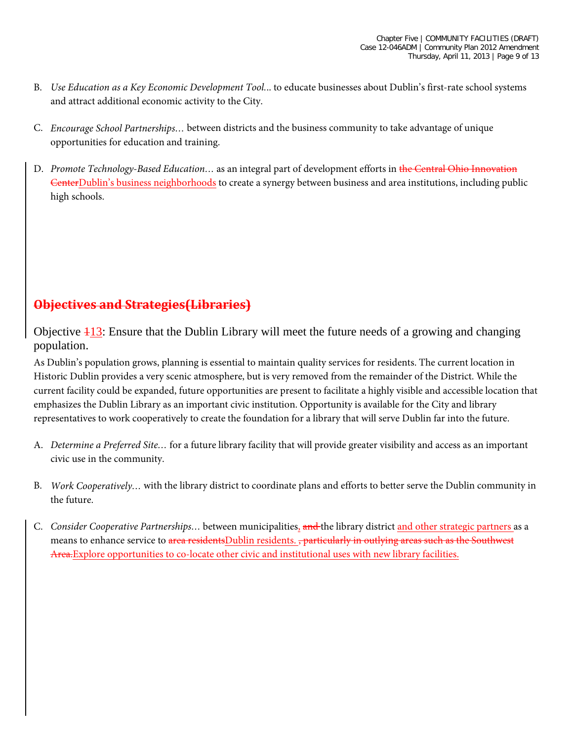B. *Use Education as a Key Economic Development Tool...* to educate businesses about Dublin's first-rate school systems and attract additional economic activity to the City.

C. *Encourage School Partnerships…* between districts and the business community to take advantage of unique opportunities for education and training.

D. *Promote Technology-Based Education…* as an integral part of development efforts in ~~the Central Ohio Innovation Center~~Dublin's business neighborhoods to create a synergy between business and area institutions, including public high schools.

## ~~Objectives and Strategies(Libraries)~~

### Objective ~~1~~13: Ensure that the Dublin Library will meet the future needs of a growing and changing population.

As Dublin's population grows, planning is essential to maintain quality services for residents. The current location in Historic Dublin provides a very scenic atmosphere, but is very removed from the remainder of the District. While the current facility could be expanded, future opportunities are present to facilitate a highly visible and accessible location that emphasizes the Dublin Library as an important civic institution. Opportunity is available for the City and library representatives to work cooperatively to create the foundation for a library that will serve Dublin far into the future.

A. *Determine a Preferred Site…* for a future library facility that will provide greater visibility and access as an important civic use in the community.

B. *Work Cooperatively…* with the library district to coordinate plans and efforts to better serve the Dublin community in the future.

C. *Consider Cooperative Partnerships…* between municipalities, ~~and~~ the library district and other strategic partners as a means to enhance service to ~~area residents~~Dublin residents. ~~, particularly in outlying areas such as the Southwest Area.~~Explore opportunities to co-locate other civic and institutional uses with new library facilities.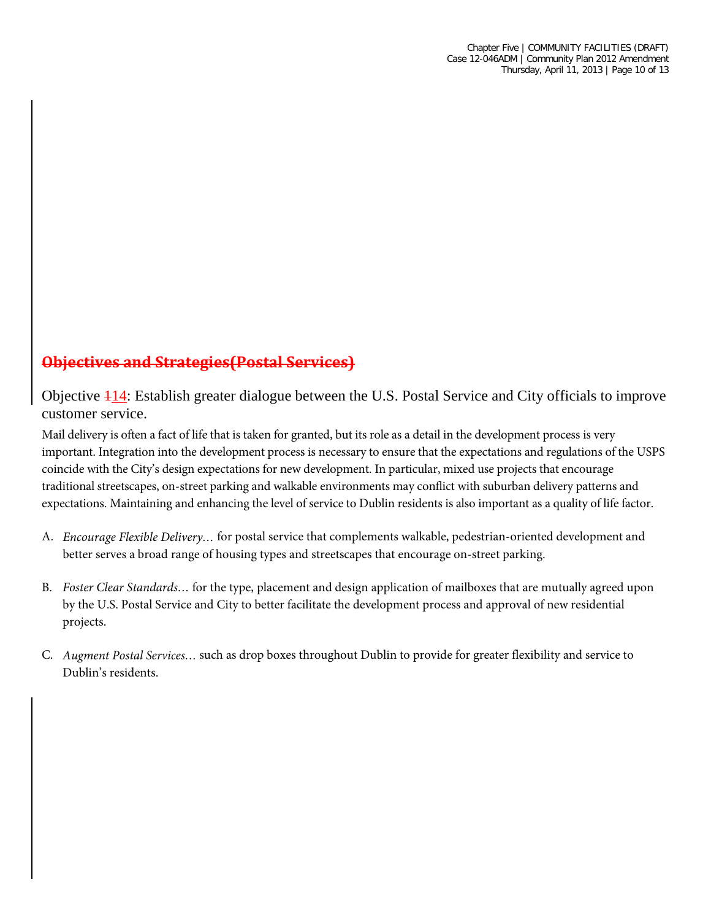## ~~Objectives and Strategies(Postal Services)~~

### Objective ~~1~~14: Establish greater dialogue between the U.S. Postal Service and City officials to improve customer service.

Mail delivery is often a fact of life that is taken for granted, but its role as a detail in the development process is very important. Integration into the development process is necessary to ensure that the expectations and regulations of the USPS coincide with the City's design expectations for new development. In particular, mixed use projects that encourage traditional streetscapes, on-street parking and walkable environments may conflict with suburban delivery patterns and expectations. Maintaining and enhancing the level of service to Dublin residents is also important as a quality of life factor.

A. *Encourage Flexible Delivery…* for postal service that complements walkable, pedestrian-oriented development and better serves a broad range of housing types and streetscapes that encourage on-street parking.

B. *Foster Clear Standards…* for the type, placement and design application of mailboxes that are mutually agreed upon by the U.S. Postal Service and City to better facilitate the development process and approval of new residential projects.

C. *Augment Postal Services…* such as drop boxes throughout Dublin to provide for greater flexibility and service to Dublin's residents.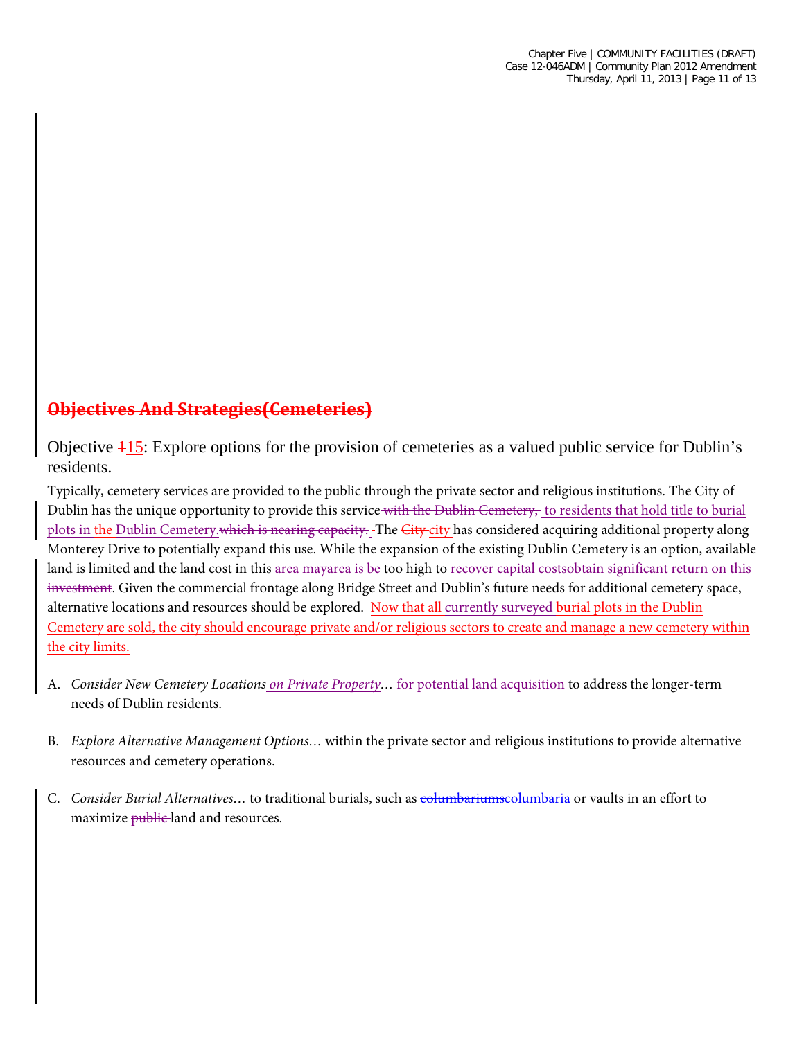## ~~Objectives And Strategies(Cemeteries)~~

Objective ~~11~~15: Explore options for the provision of cemeteries as a valued public service for Dublin's residents.

Typically, cemetery services are provided to the public through the private sector and religious institutions. The City of Dublin has the unique opportunity to provide this service ~~with the Dublin Cemetery,~~ to residents that hold title to burial plots in the Dublin Cemetery.~~which is nearing capacity.~~ The ~~City~~ city has considered acquiring additional property along Monterey Drive to potentially expand this use. While the expansion of the existing Dublin Cemetery is an option, available land is limited and the land cost in this ~~area may~~area is ~~be~~ too high to recover capital costs~~obtain significant return on this investment~~. Given the commercial frontage along Bridge Street and Dublin's future needs for additional cemetery space, alternative locations and resources should be explored. Now that all currently surveyed burial plots in the Dublin Cemetery are sold, the city should encourage private and/or religious sectors to create and manage a new cemetery within the city limits.

A. *Consider New Cemetery Locations on Private Property…* ~~for potential land acquisition~~ to address the longer-term needs of Dublin residents.

B. *Explore Alternative Management Options…* within the private sector and religious institutions to provide alternative resources and cemetery operations.

C. *Consider Burial Alternatives…* to traditional burials, such as ~~columbariums~~columbaria or vaults in an effort to maximize ~~public~~ land and resources.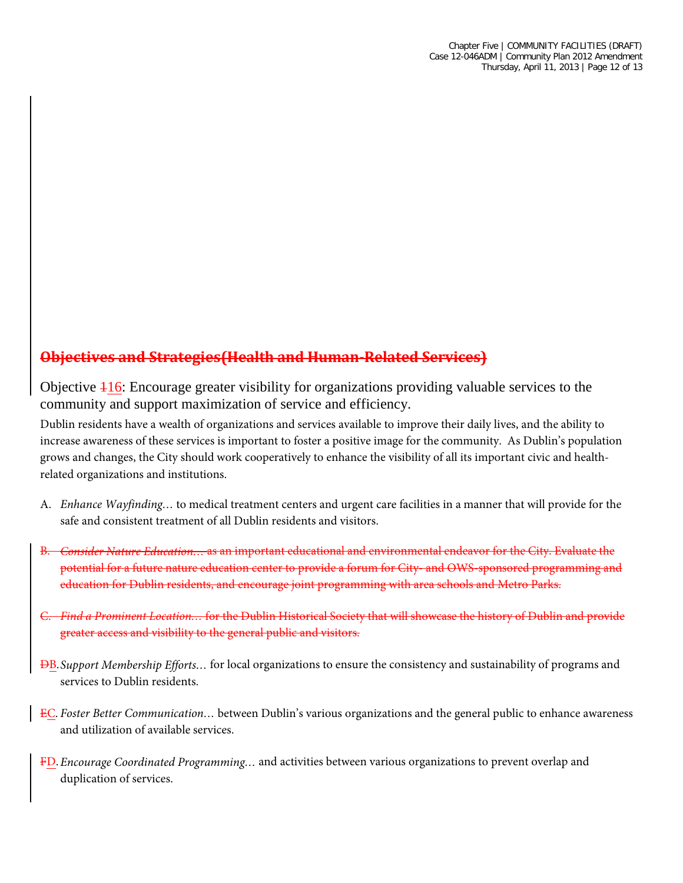## ~~Objectives and Strategies(Health and Human-Related Services)~~

Objective ~~1~~16: Encourage greater visibility for organizations providing valuable services to the community and support maximization of service and efficiency.

Dublin residents have a wealth of organizations and services available to improve their daily lives, and the ability to increase awareness of these services is important to foster a positive image for the community. As Dublin's population grows and changes, the City should work cooperatively to enhance the visibility of all its important civic and health-related organizations and institutions.

A. *Enhance Wayfinding…* to medical treatment centers and urgent care facilities in a manner that will provide for the safe and consistent treatment of all Dublin residents and visitors.

~~B. *Consider Nature Education…* as an important educational and environmental endeavor for the City. Evaluate the potential for a future nature education center to provide a forum for City- and OWS-sponsored programming and education for Dublin residents, and encourage joint programming with area schools and Metro Parks.~~

~~C. *Find a Prominent Location…* for the Dublin Historical Society that will showcase the history of Dublin and provide greater access and visibility to the general public and visitors.~~

~~D~~B. *Support Membership Efforts…* for local organizations to ensure the consistency and sustainability of programs and services to Dublin residents.

~~E~~C. *Foster Better Communication…* between Dublin's various organizations and the general public to enhance awareness and utilization of available services.

~~F~~D. *Encourage Coordinated Programming…* and activities between various organizations to prevent overlap and duplication of services.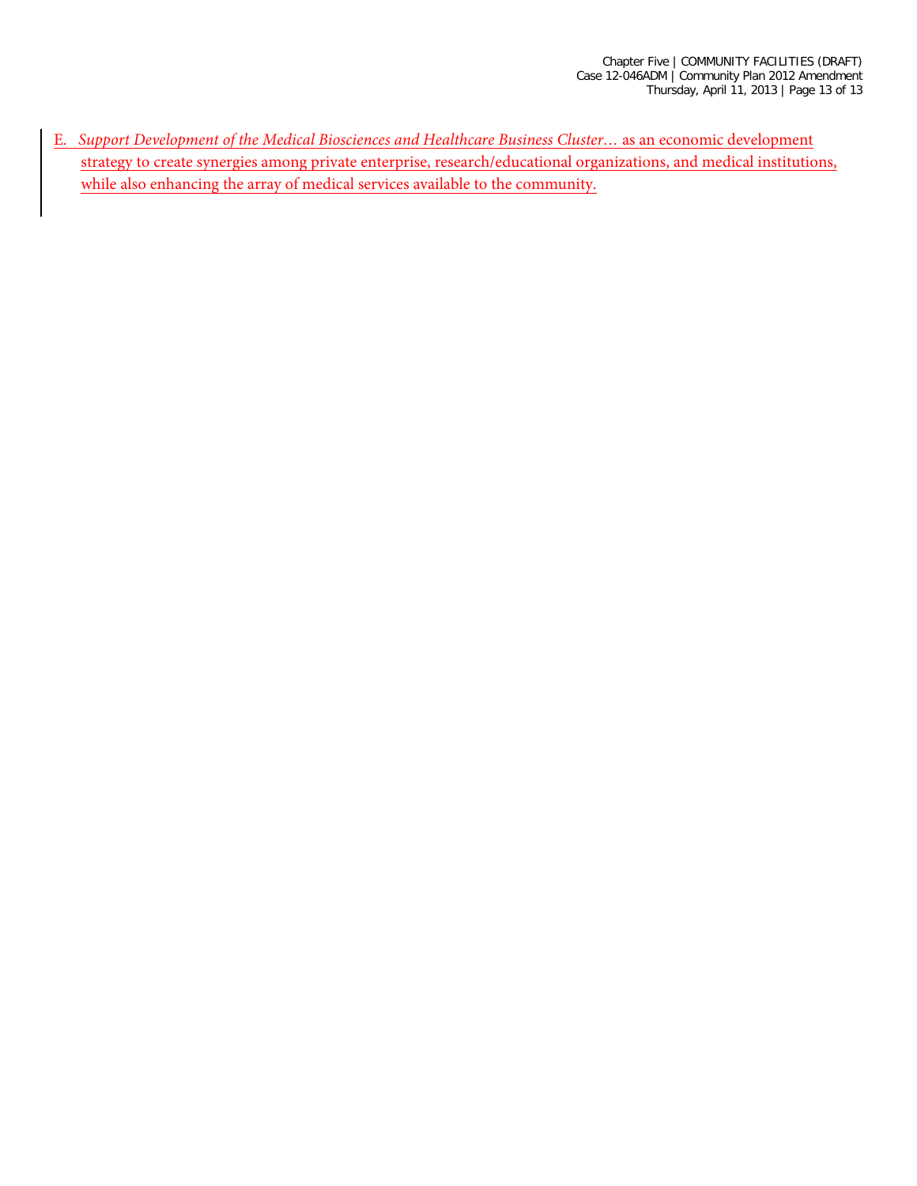E. *Support Development of the Medical Biosciences and Healthcare Business Cluster…* as an economic development strategy to create synergies among private enterprise, research/educational organizations, and medical institutions, while also enhancing the array of medical services available to the community.